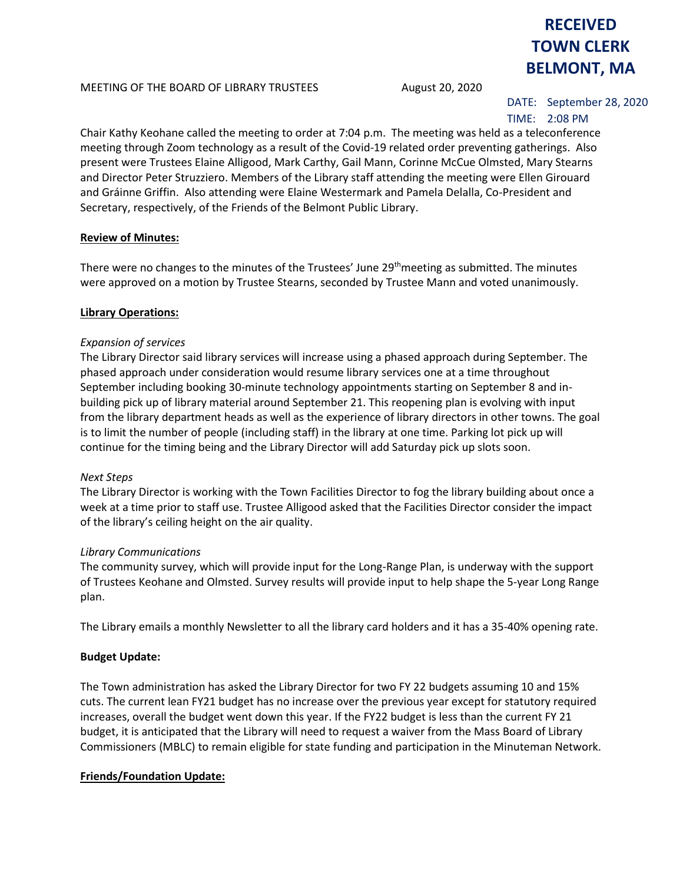**RECEIVED**
**TOWN CLERK**
**BELMONT, MA**

MEETING OF THE BOARD OF LIBRARY TRUSTEES August 20, 2020

DATE: September 28, 2020
TIME: 2:08 PM

Chair Kathy Keohane called the meeting to order at 7:04 p.m. The meeting was held as a teleconference meeting through Zoom technology as a result of the Covid-19 related order preventing gatherings. Also present were Trustees Elaine Alligood, Mark Carthy, Gail Mann, Corinne McCue Olmsted, Mary Stearns and Director Peter Struzziero. Members of the Library staff attending the meeting were Ellen Girouard and Gráinne Griffin. Also attending were Elaine Westermark and Pamela Delalla, Co-President and Secretary, respectively, of the Friends of the Belmont Public Library.

**Review of Minutes:**

There were no changes to the minutes of the Trustees' June 29th meeting as submitted. The minutes were approved on a motion by Trustee Stearns, seconded by Trustee Mann and voted unanimously.

**Library Operations:**

*Expansion of services*
The Library Director said library services will increase using a phased approach during September. The phased approach under consideration would resume library services one at a time throughout September including booking 30-minute technology appointments starting on September 8 and in-building pick up of library material around September 21. This reopening plan is evolving with input from the library department heads as well as the experience of library directors in other towns. The goal is to limit the number of people (including staff) in the library at one time. Parking lot pick up will continue for the timing being and the Library Director will add Saturday pick up slots soon.

*Next Steps*
The Library Director is working with the Town Facilities Director to fog the library building about once a week at a time prior to staff use. Trustee Alligood asked that the Facilities Director consider the impact of the library's ceiling height on the air quality.

*Library Communications*
The community survey, which will provide input for the Long-Range Plan, is underway with the support of Trustees Keohane and Olmsted. Survey results will provide input to help shape the 5-year Long Range plan.

The Library emails a monthly Newsletter to all the library card holders and it has a 35-40% opening rate.

**Budget Update:**

The Town administration has asked the Library Director for two FY 22 budgets assuming 10 and 15% cuts. The current lean FY21 budget has no increase over the previous year except for statutory required increases, overall the budget went down this year. If the FY22 budget is less than the current FY 21 budget, it is anticipated that the Library will need to request a waiver from the Mass Board of Library Commissioners (MBLC) to remain eligible for state funding and participation in the Minuteman Network.

**Friends/Foundation Update:**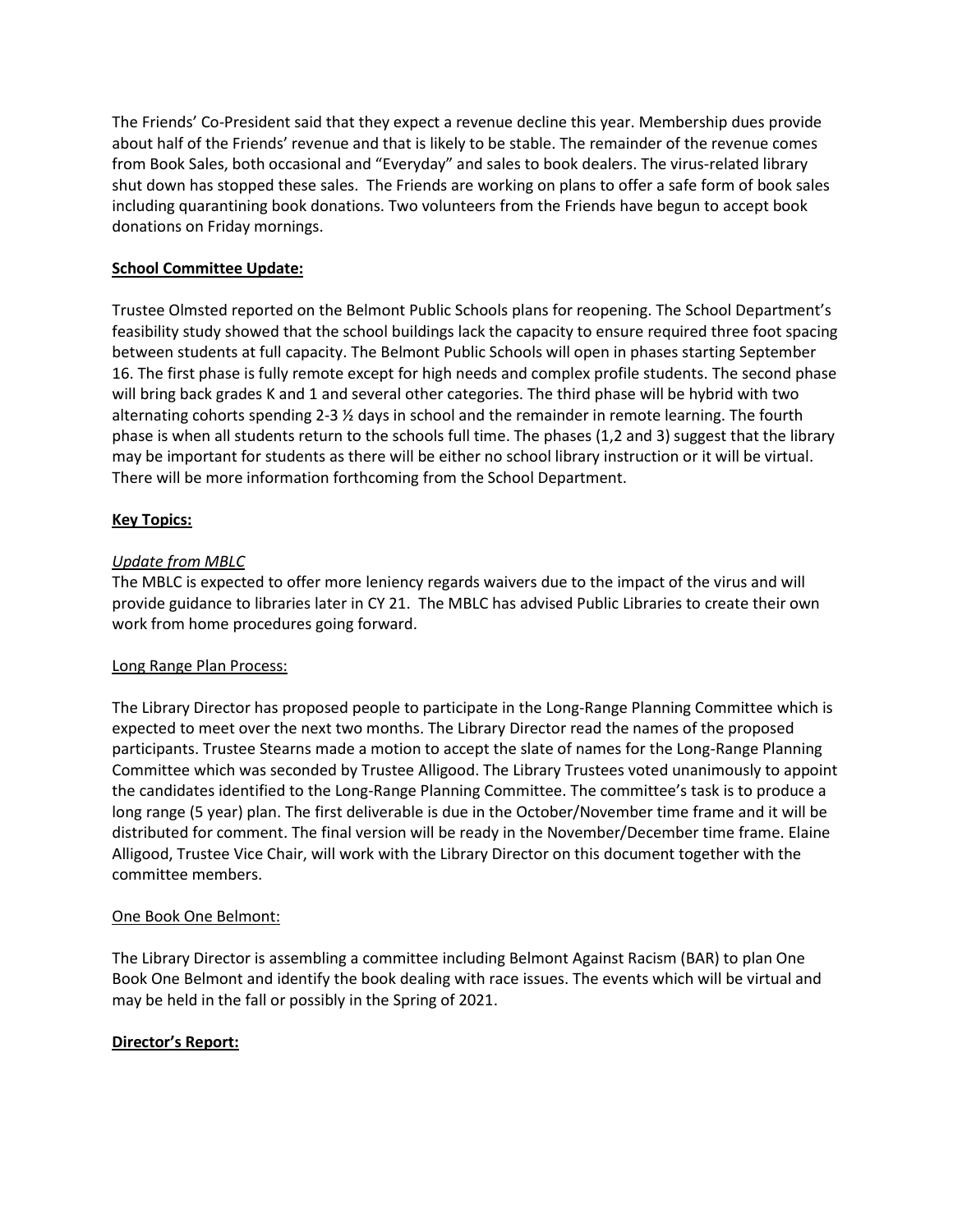The Friends' Co-President said that they expect a revenue decline this year. Membership dues provide about half of the Friends' revenue and that is likely to be stable. The remainder of the revenue comes from Book Sales, both occasional and "Everyday" and sales to book dealers. The virus-related library shut down has stopped these sales. The Friends are working on plans to offer a safe form of book sales including quarantining book donations. Two volunteers from the Friends have begun to accept book donations on Friday mornings.

**School Committee Update:**

Trustee Olmsted reported on the Belmont Public Schools plans for reopening. The School Department's feasibility study showed that the school buildings lack the capacity to ensure required three foot spacing between students at full capacity. The Belmont Public Schools will open in phases starting September 16. The first phase is fully remote except for high needs and complex profile students. The second phase will bring back grades K and 1 and several other categories. The third phase will be hybrid with two alternating cohorts spending 2-3 ½ days in school and the remainder in remote learning. The fourth phase is when all students return to the schools full time. The phases (1,2 and 3) suggest that the library may be important for students as there will be either no school library instruction or it will be virtual. There will be more information forthcoming from the School Department.

**Key Topics:**

*Update from MBLC*

The MBLC is expected to offer more leniency regards waivers due to the impact of the virus and will provide guidance to libraries later in CY 21. The MBLC has advised Public Libraries to create their own work from home procedures going forward.

Long Range Plan Process:

The Library Director has proposed people to participate in the Long-Range Planning Committee which is expected to meet over the next two months. The Library Director read the names of the proposed participants. Trustee Stearns made a motion to accept the slate of names for the Long-Range Planning Committee which was seconded by Trustee Alligood. The Library Trustees voted unanimously to appoint the candidates identified to the Long-Range Planning Committee. The committee's task is to produce a long range (5 year) plan. The first deliverable is due in the October/November time frame and it will be distributed for comment. The final version will be ready in the November/December time frame. Elaine Alligood, Trustee Vice Chair, will work with the Library Director on this document together with the committee members.

One Book One Belmont:

The Library Director is assembling a committee including Belmont Against Racism (BAR) to plan One Book One Belmont and identify the book dealing with race issues. The events which will be virtual and may be held in the fall or possibly in the Spring of 2021.

**Director's Report:**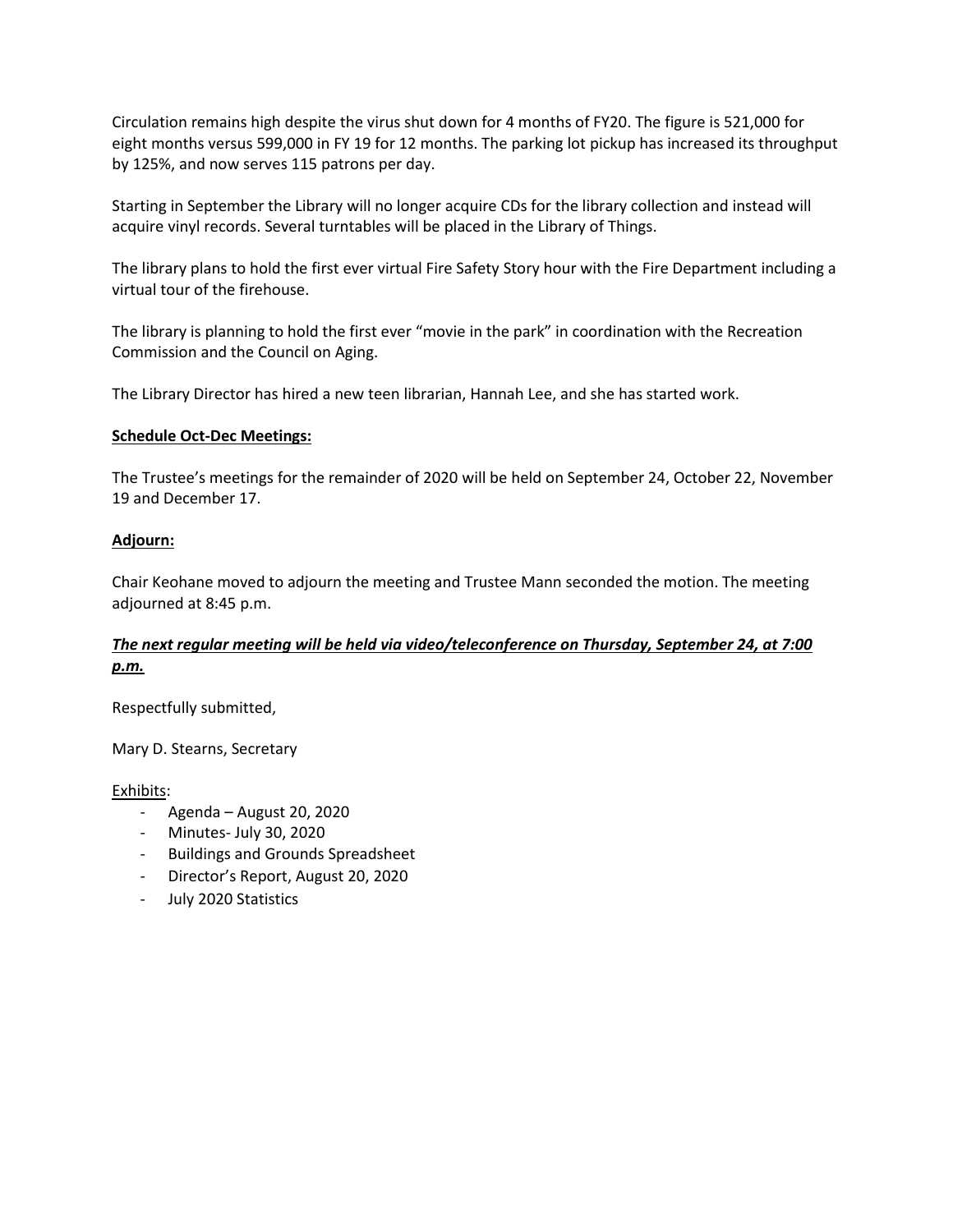Circulation remains high despite the virus shut down for 4 months of FY20. The figure is 521,000 for eight months versus 599,000 in FY 19 for 12 months. The parking lot pickup has increased its throughput by 125%, and now serves 115 patrons per day.

Starting in September the Library will no longer acquire CDs for the library collection and instead will acquire vinyl records. Several turntables will be placed in the Library of Things.

The library plans to hold the first ever virtual Fire Safety Story hour with the Fire Department including a virtual tour of the firehouse.

The library is planning to hold the first ever "movie in the park" in coordination with the Recreation Commission and the Council on Aging.

The Library Director has hired a new teen librarian, Hannah Lee, and she has started work.

**Schedule Oct-Dec Meetings:**

The Trustee's meetings for the remainder of 2020 will be held on September 24, October 22, November 19 and December 17.

**Adjourn:**

Chair Keohane moved to adjourn the meeting and Trustee Mann seconded the motion. The meeting adjourned at 8:45 p.m.

***The next regular meeting will be held via video/teleconference on Thursday, September 24, at 7:00 p.m.***

Respectfully submitted,

Mary D. Stearns, Secretary

Exhibits:

- Agenda – August 20, 2020
- Minutes- July 30, 2020
- Buildings and Grounds Spreadsheet
- Director's Report, August 20, 2020
- July 2020 Statistics